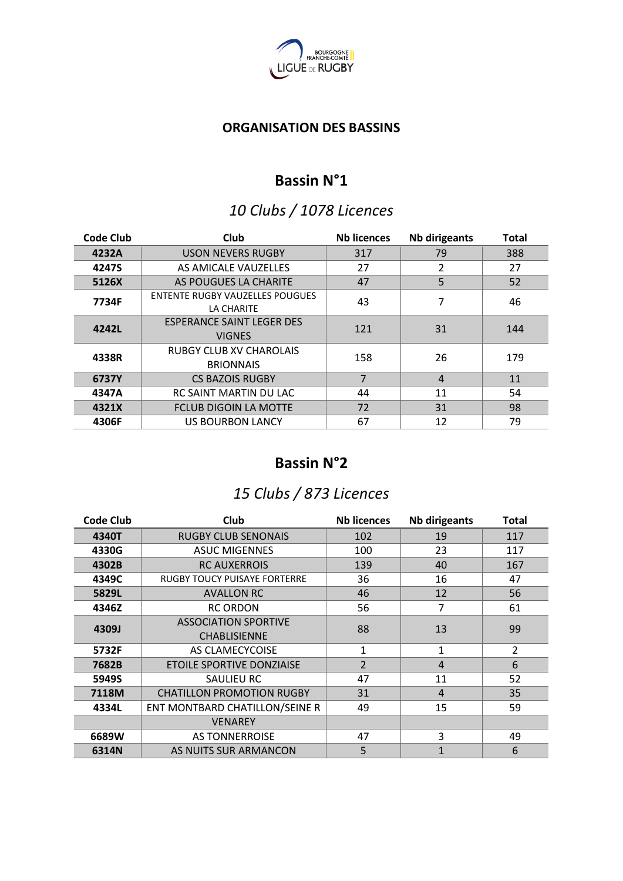## ORGANISATION DES BASSINS

## Bassin N°1

### *10 Clubs / 1078 Licences*

| Code Club | Club | Nb licences | Nb dirigeants | Total |
|---|---|---|---|---|
| **4232A** | USON NEVERS RUGBY | 317 | 79 | 388 |
| **4247S** | AS AMICALE VAUZELLES | 27 | 2 | 27 |
| **5126X** | AS POUGUES LA CHARITE | 47 | 5 | 52 |
| **7734F** | ENTENTE RUGBY VAUZELLES POUGUES LA CHARITE | 43 | 7 | 46 |
| **4242L** | ESPERANCE SAINT LEGER DES VIGNES | 121 | 31 | 144 |
| **4338R** | RUBGY CLUB XV CHAROLAIS BRIONNAIS | 158 | 26 | 179 |
| **6737Y** | CS BAZOIS RUGBY | 7 | 4 | 11 |
| **4347A** | RC SAINT MARTIN DU LAC | 44 | 11 | 54 |
| **4321X** | FCLUB DIGOIN LA MOTTE | 72 | 31 | 98 |
| **4306F** | US BOURBON LANCY | 67 | 12 | 79 |

## Bassin N°2

### *15 Clubs / 873 Licences*

| Code Club | Club | Nb licences | Nb dirigeants | Total |
|---|---|---|---|---|
| **4340T** | RUGBY CLUB SENONAIS | 102 | 19 | 117 |
| **4330G** | ASUC MIGENNES | 100 | 23 | 117 |
| **4302B** | RC AUXERROIS | 139 | 40 | 167 |
| **4349C** | RUGBY TOUCY PUISAYE FORTERRE | 36 | 16 | 47 |
| **5829L** | AVALLON RC | 46 | 12 | 56 |
| **4346Z** | RC ORDON | 56 | 7 | 61 |
| **4309J** | ASSOCIATION SPORTIVE CHABLISIENNE | 88 | 13 | 99 |
| **5732F** | AS CLAMECYCOISE | 1 | 1 | 2 |
| **7682B** | ETOILE SPORTIVE DONZIAISE | 2 | 4 | 6 |
| **5949S** | SAULIEU RC | 47 | 11 | 52 |
| **7118M** | CHATILLON PROMOTION RUGBY | 31 | 4 | 35 |
| **4334L** | ENT MONTBARD CHATILLON/SEINE R | 49 | 15 | 59 |
| | VENAREY | | | |
| **6689W** | AS TONNERROISE | 47 | 3 | 49 |
| **6314N** | AS NUITS SUR ARMANCON | 5 | 1 | 6 |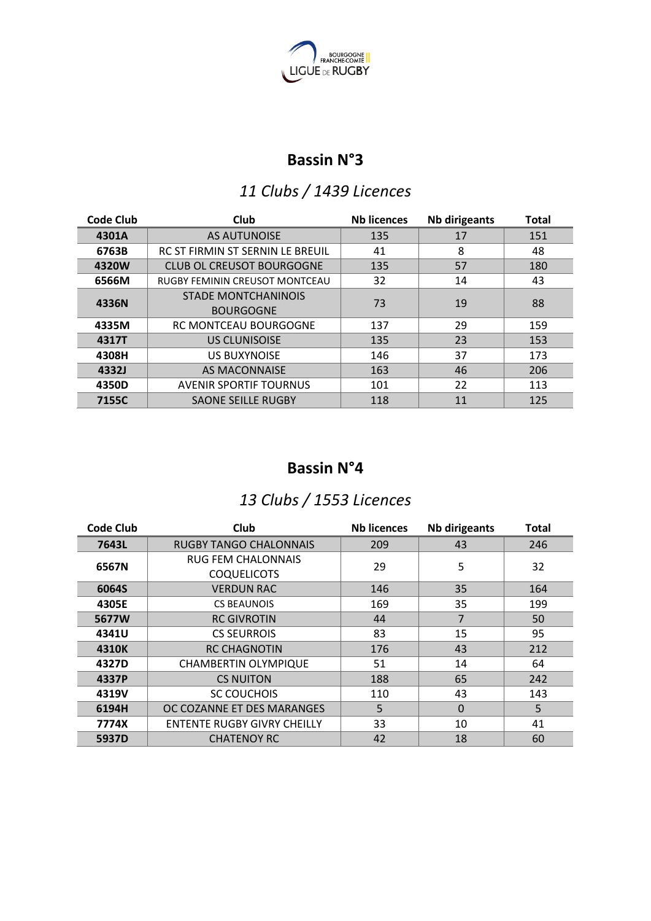## Bassin N°3

### *11 Clubs / 1439 Licences*

| Code Club | Club | Nb licences | Nb dirigeants | Total |
|---|---|---|---|---|
| **4301A** | AS AUTUNOISE | 135 | 17 | 151 |
| **6763B** | RC ST FIRMIN ST SERNIN LE BREUIL | 41 | 8 | 48 |
| **4320W** | CLUB OL CREUSOT BOURGOGNE | 135 | 57 | 180 |
| **6566M** | RUGBY FEMININ CREUSOT MONTCEAU | 32 | 14 | 43 |
| **4336N** | STADE MONTCHANINOIS BOURGOGNE | 73 | 19 | 88 |
| **4335M** | RC MONTCEAU BOURGOGNE | 137 | 29 | 159 |
| **4317T** | US CLUNISOISE | 135 | 23 | 153 |
| **4308H** | US BUXYNOISE | 146 | 37 | 173 |
| **4332J** | AS MACONNAISE | 163 | 46 | 206 |
| **4350D** | AVENIR SPORTIF TOURNUS | 101 | 22 | 113 |
| **7155C** | SAONE SEILLE RUGBY | 118 | 11 | 125 |

## Bassin N°4

### *13 Clubs / 1553 Licences*

| Code Club | Club | Nb licences | Nb dirigeants | Total |
|---|---|---|---|---|
| **7643L** | RUGBY TANGO CHALONNAIS | 209 | 43 | 246 |
| **6567N** | RUG FEM CHALONNAIS COQUELICOTS | 29 | 5 | 32 |
| **6064S** | VERDUN RAC | 146 | 35 | 164 |
| **4305E** | CS BEAUNOIS | 169 | 35 | 199 |
| **5677W** | RC GIVROTIN | 44 | 7 | 50 |
| **4341U** | CS SEURROIS | 83 | 15 | 95 |
| **4310K** | RC CHAGNOTIN | 176 | 43 | 212 |
| **4327D** | CHAMBERTIN OLYMPIQUE | 51 | 14 | 64 |
| **4337P** | CS NUITON | 188 | 65 | 242 |
| **4319V** | SC COUCHOIS | 110 | 43 | 143 |
| **6194H** | OC COZANNE ET DES MARANGES | 5 | 0 | 5 |
| **7774X** | ENTENTE RUGBY GIVRY CHEILLY | 33 | 10 | 41 |
| **5937D** | CHATENOY RC | 42 | 18 | 60 |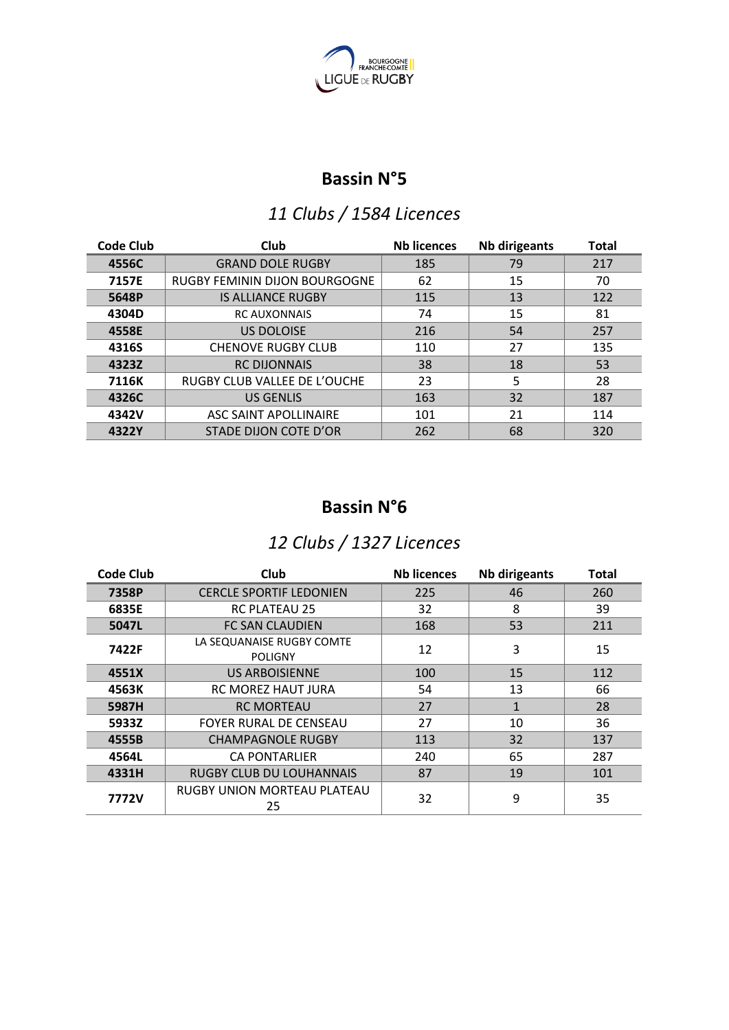## Bassin N°5

### *11 Clubs / 1584 Licences*

| Code Club | Club | Nb licences | Nb dirigeants | Total |
|---|---|---|---|---|
| **4556C** | GRAND DOLE RUGBY | 185 | 79 | 217 |
| **7157E** | RUGBY FEMININ DIJON BOURGOGNE | 62 | 15 | 70 |
| **5648P** | IS ALLIANCE RUGBY | 115 | 13 | 122 |
| **4304D** | RC AUXONNAIS | 74 | 15 | 81 |
| **4558E** | US DOLOISE | 216 | 54 | 257 |
| **4316S** | CHENOVE RUGBY CLUB | 110 | 27 | 135 |
| **4323Z** | RC DIJONNAIS | 38 | 18 | 53 |
| **7116K** | RUGBY CLUB VALLEE DE L'OUCHE | 23 | 5 | 28 |
| **4326C** | US GENLIS | 163 | 32 | 187 |
| **4342V** | ASC SAINT APOLLINAIRE | 101 | 21 | 114 |
| **4322Y** | STADE DIJON COTE D'OR | 262 | 68 | 320 |

## Bassin N°6

### *12 Clubs / 1327 Licences*

| Code Club | Club | Nb licences | Nb dirigeants | Total |
|---|---|---|---|---|
| **7358P** | CERCLE SPORTIF LEDONIEN | 225 | 46 | 260 |
| **6835E** | RC PLATEAU 25 | 32 | 8 | 39 |
| **5047L** | FC SAN CLAUDIEN | 168 | 53 | 211 |
| **7422F** | LA SEQUANAISE RUGBY COMTE POLIGNY | 12 | 3 | 15 |
| **4551X** | US ARBOISIENNE | 100 | 15 | 112 |
| **4563K** | RC MOREZ HAUT JURA | 54 | 13 | 66 |
| **5987H** | RC MORTEAU | 27 | 1 | 28 |
| **5933Z** | FOYER RURAL DE CENSEAU | 27 | 10 | 36 |
| **4555B** | CHAMPAGNOLE RUGBY | 113 | 32 | 137 |
| **4564L** | CA PONTARLIER | 240 | 65 | 287 |
| **4331H** | RUGBY CLUB DU LOUHANNAIS | 87 | 19 | 101 |
| **7772V** | RUGBY UNION MORTEAU PLATEAU 25 | 32 | 9 | 35 |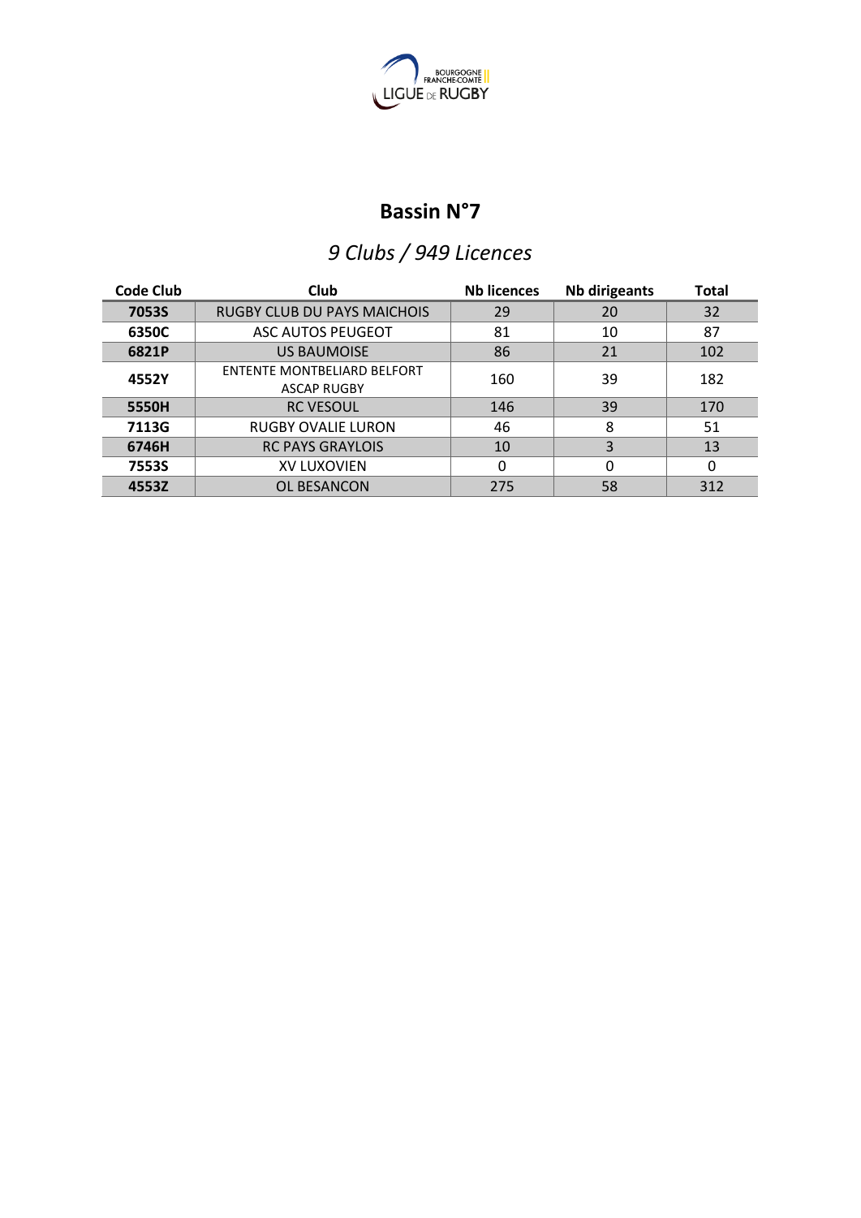# Bassin N°7

*9 Clubs / 949 Licences*

| Code Club | Club | Nb licences | Nb dirigeants | Total |
|---|---|---|---|---|
| **7053S** | RUGBY CLUB DU PAYS MAICHOIS | 29 | 20 | 32 |
| **6350C** | ASC AUTOS PEUGEOT | 81 | 10 | 87 |
| **6821P** | US BAUMOISE | 86 | 21 | 102 |
| **4552Y** | ENTENTE MONTBELIARD BELFORT ASCAP RUGBY | 160 | 39 | 182 |
| **5550H** | RC VESOUL | 146 | 39 | 170 |
| **7113G** | RUGBY OVALIE LURON | 46 | 8 | 51 |
| **6746H** | RC PAYS GRAYLOIS | 10 | 3 | 13 |
| **7553S** | XV LUXOVIEN | 0 | 0 | 0 |
| **4553Z** | OL BESANCON | 275 | 58 | 312 |